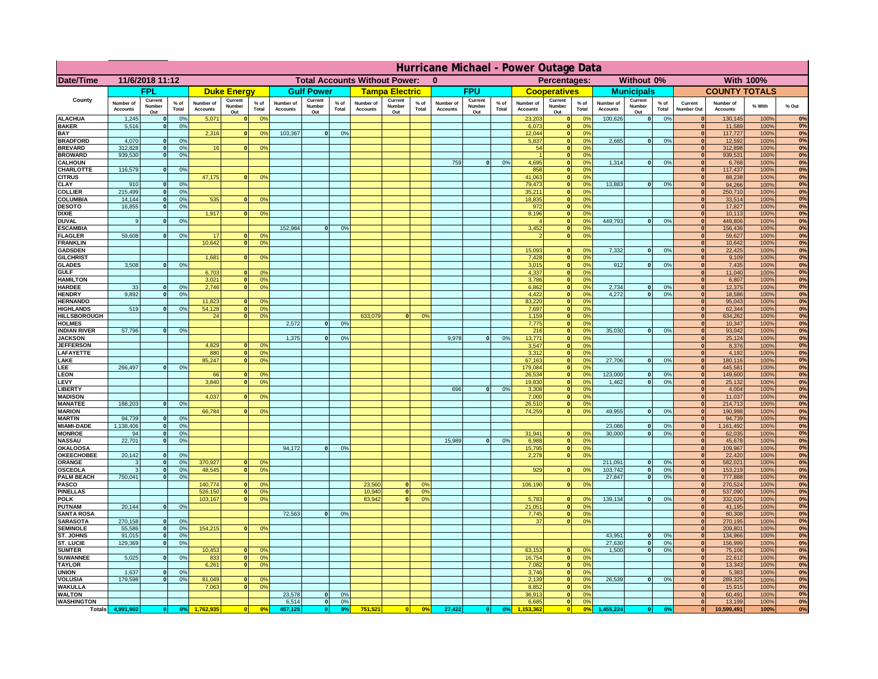# Hurricane Michael - Power Outage Data

| Date/Time | 11/6/2018 11:12 | | | | | | Total Accounts Without Power: | | | | | 0 | | | | | Percentages: | | | Without 0% | | | With 100% | | | |
|---|---|---|---|---|---|---|---|---|---|---|---|---|---|---|---|---|---|---|---|---|---|---|---|---|---|---|
| County | FPL | | | Duke Energy | | | Gulf Power | | | Tampa Electric | | | FPU | | | Cooperatives | | | Municipals | | | COUNTY TOTALS | | | |
| | Number of Accounts | Current Number Out | % of Total | Number of Accounts | Current Number Out | % of Total | Number of Accounts | Current Number Out | % of Total | Number of Accounts | Current Number Out | % of Total | Number of Accounts | Current Number Out | % of Total | Number of Accounts | Current Number Out | % of Total | Number of Accounts | Current Number Out | % of Total | Current Number Out | Number of Accounts | % With | % Out |
| ALACHUA | 1,245 | 0 | 0% | 5,071 | 0 | 0% | | | | | | | | | | 23,203 | 0 | 0% | 100,626 | 0 | 0% | 0 | 130,145 | 100% | 0% |
| BAKER | 5,516 | 0 | 0% | | | | | | | | | | | | | 6,073 | 0 | 0% | | | | 0 | 11,589 | 100% | 0% |
| BAY | | | | 2,316 | 0 | 0% | 103,367 | 0 | 0% | | | | | | | 12,044 | 0 | 0% | | | | 0 | 117,727 | 100% | 0% |
| BRADFORD | 4,070 | 0 | 0% | | | | | | | | | | | | | 5,837 | 0 | 0% | 2,685 | 0 | 0% | 0 | 12,592 | 100% | 0% |
| BREVARD | 312,828 | 0 | 0% | 16 | 0 | 0% | | | | | | | | | | 54 | 0 | 0% | | | | 0 | 312,898 | 100% | 0% |
| BROWARD | 939,530 | 0 | 0% | | | | | | | | | | | | | 1 | 0 | 0% | | | | 0 | 939,531 | 100% | 0% |
| CALHOUN | | | | | | | | | | | | | 759 | 0 | 0% | 4,695 | 0 | 0% | 1,314 | 0 | 0% | 0 | 6,768 | 100% | 0% |
| CHARLOTTE | 116,579 | 0 | 0% | | | | | | | | | | | | | 858 | 0 | 0% | | | | 0 | 117,437 | 100% | 0% |
| CITRUS | | | | 47,175 | 0 | 0% | | | | | | | | | | 41,063 | 0 | 0% | | | | 0 | 88,238 | 100% | 0% |
| CLAY | 910 | 0 | 0% | | | | | | | | | | | | | 79,473 | 0 | 0% | 13,883 | 0 | 0% | 0 | 94,266 | 100% | 0% |
| COLLIER | 215,499 | 0 | 0% | | | | | | | | | | | | | 35,211 | 0 | 0% | | | | 0 | 250,710 | 100% | 0% |
| COLUMBIA | 14,144 | 0 | 0% | 535 | 0 | 0% | | | | | | | | | | 18,835 | 0 | 0% | | | | 0 | 33,514 | 100% | 0% |
| DESOTO | 16,855 | 0 | 0% | | | | | | | | | | | | | 972 | 0 | 0% | | | | 0 | 17,827 | 100% | 0% |
| DIXIE | | | | 1,917 | 0 | 0% | | | | | | | | | | 8,196 | 0 | 0% | | | | 0 | 10,113 | 100% | 0% |
| DUVAL | 9 | 0 | 0% | | | | | | | | | | | | | 4 | 0 | 0% | 449,793 | 0 | 0% | 0 | 449,806 | 100% | 0% |
| ESCAMBIA | | | | | | | 152,984 | 0 | 0% | | | | | | | 3,452 | 0 | 0% | | | | 0 | 156,436 | 100% | 0% |
| FLAGLER | 59,608 | 0 | 0% | 17 | 0 | 0% | | | | | | | | | | 2 | 0 | 0% | | | | 0 | 59,627 | 100% | 0% |
| FRANKLIN | | | | 10,642 | 0 | 0% | | | | | | | | | | | | | | | | 0 | 10,642 | 100% | 0% |
| GADSDEN | | | | | | | | | | | | | | | | 15,093 | 0 | 0% | 7,332 | 0 | 0% | 0 | 22,425 | 100% | 0% |
| GILCHRIST | | | | 1,681 | 0 | 0% | | | | | | | | | | 7,428 | 0 | 0% | | | | 0 | 9,109 | 100% | 0% |
| GLADES | 3,508 | 0 | 0% | | | | | | | | | | | | | 3,015 | 0 | 0% | 912 | 0 | 0% | 0 | 7,435 | 100% | 0% |
| GULF | | | | 6,703 | 0 | 0% | | | | | | | | | | 4,337 | 0 | 0% | | | | 0 | 11,040 | 100% | 0% |
| HAMILTON | | | | 3,021 | 0 | 0% | | | | | | | | | | 3,786 | 0 | 0% | | | | 0 | 6,807 | 100% | 0% |
| HARDEE | 33 | 0 | 0% | 2,746 | 0 | 0% | | | | | | | | | | 6,862 | 0 | 0% | 2,734 | 0 | 0% | 0 | 12,375 | 100% | 0% |
| HENDRY | 9,892 | 0 | 0% | | | | | | | | | | | | | 4,422 | 0 | 0% | 4,272 | 0 | 0% | 0 | 18,586 | 100% | 0% |
| HERNANDO | | | | 11,823 | 0 | 0% | | | | | | | | | | 83,220 | 0 | 0% | | | | 0 | 95,043 | 100% | 0% |
| HIGHLANDS | 519 | 0 | 0% | 54,128 | 0 | 0% | | | | | | | | | | 7,697 | 0 | 0% | | | | 0 | 62,344 | 100% | 0% |
| HILLSBOROUGH | | | | 24 | 0 | 0% | | | | 633,079 | 0 | 0% | | | | 1,159 | 0 | 0% | | | | 0 | 634,262 | 100% | 0% |
| HOLMES | | | | | | | 2,572 | 0 | 0% | | | | | | | 7,775 | 0 | 0% | | | | 0 | 10,347 | 100% | 0% |
| INDIAN RIVER | 57,796 | 0 | 0% | | | | | | | | | | | | | 216 | 0 | 0% | 35,030 | 0 | 0% | 0 | 93,042 | 100% | 0% |
| JACKSON | | | | | | | 1,375 | 0 | 0% | | | | 9,978 | 0 | 0% | 13,771 | 0 | 0% | | | | 0 | 25,124 | 100% | 0% |
| JEFFERSON | | | | 4,829 | 0 | 0% | | | | | | | | | | 3,547 | 0 | 0% | | | | 0 | 8,376 | 100% | 0% |
| LAFAYETTE | | | | 880 | 0 | 0% | | | | | | | | | | 3,312 | 0 | 0% | | | | 0 | 4,192 | 100% | 0% |
| LAKE | | | | 85,247 | 0 | 0% | | | | | | | | | | 67,163 | 0 | 0% | 27,706 | 0 | 0% | 0 | 180,116 | 100% | 0% |
| LEE | 266,497 | 0 | 0% | | | | | | | | | | | | | 179,084 | 0 | 0% | | | | 0 | 445,581 | 100% | 0% |
| LEON | | | | 66 | 0 | 0% | | | | | | | | | | 26,534 | 0 | 0% | 123,000 | 0 | 0% | 0 | 149,600 | 100% | 0% |
| LEVY | | | | 3,840 | 0 | 0% | | | | | | | | | | 19,830 | 0 | 0% | 1,462 | 0 | 0% | 0 | 25,132 | 100% | 0% |
| LIBERTY | | | | | | | | | | | | | 696 | 0 | 0% | 3,308 | 0 | 0% | | | | 0 | 4,004 | 100% | 0% |
| MADISON | | | | 4,037 | 0 | 0% | | | | | | | | | | 7,000 | 0 | 0% | | | | 0 | 11,037 | 100% | 0% |
| MANATEE | 188,203 | 0 | 0% | | | | | | | | | | | | | 26,510 | 0 | 0% | | | | 0 | 214,713 | 100% | 0% |
| MARION | | | | 66,784 | 0 | 0% | | | | | | | | | | 74,259 | 0 | 0% | 49,955 | 0 | 0% | 0 | 190,998 | 100% | 0% |
| MARTIN | 94,739 | 0 | 0% | | | | | | | | | | | | | | | | | | | 0 | 94,739 | 100% | 0% |
| MIAMI-DADE | 1,138,406 | 0 | 0% | | | | | | | | | | | | | | | | 23,086 | 0 | 0% | 0 | 1,161,492 | 100% | 0% |
| MONROE | 94 | 0 | 0% | | | | | | | | | | | | | 31,941 | 0 | 0% | 30,000 | 0 | 0% | 0 | 62,035 | 100% | 0% |
| NASSAU | 22,701 | 0 | 0% | | | | | | | | | | 15,989 | 0 | 0% | 6,988 | 0 | 0% | | | | 0 | 45,678 | 100% | 0% |
| OKALOOSA | | | | | | | 94,172 | 0 | 0% | | | | | | | 15,795 | 0 | 0% | | | | 0 | 109,967 | 100% | 0% |
| OKEECHOBEE | 20,142 | 0 | 0% | | | | | | | | | | | | | 2,278 | 0 | 0% | | | | 0 | 22,420 | 100% | 0% |
| ORANGE | 3 | 0 | 0% | 370,927 | 0 | 0% | | | | | | | | | | | | | 211,091 | 0 | 0% | 0 | 582,021 | 100% | 0% |
| OSCEOLA | 3 | 0 | 0% | 48,545 | 0 | 0% | | | | | | | | | | 929 | 0 | 0% | 103,742 | 0 | 0% | 0 | 153,219 | 100% | 0% |
| PALM BEACH | 750,041 | 0 | 0% | | | | | | | | | | | | | | | | 27,847 | 0 | 0% | 0 | 777,888 | 100% | 0% |
| PASCO | | | | 140,774 | 0 | 0% | | | | 23,560 | 0 | 0% | | | | 106,190 | 0 | 0% | | | | 0 | 270,524 | 100% | 0% |
| PINELLAS | | | | 526,150 | 0 | 0% | | | | 10,940 | 0 | 0% | | | | | | | | | | 0 | 537,090 | 100% | 0% |
| POLK | | | | 103,167 | 0 | 0% | | | | 83,942 | 0 | 0% | | | | 5,783 | 0 | 0% | 139,134 | 0 | 0% | 0 | 332,026 | 100% | 0% |
| PUTNAM | 20,144 | 0 | 0% | | | | | | | | | | | | | 21,051 | 0 | 0% | | | | 0 | 41,195 | 100% | 0% |
| SANTA ROSA | | | | | | | 72,563 | 0 | 0% | | | | | | | 7,745 | 0 | 0% | | | | 0 | 80,308 | 100% | 0% |
| SARASOTA | 270,158 | 0 | 0% | | | | | | | | | | | | | 37 | 0 | 0% | | | | 0 | 270,195 | 100% | 0% |
| SEMINOLE | 55,586 | 0 | 0% | 154,215 | 0 | 0% | | | | | | | | | | | | | | | | 0 | 209,801 | 100% | 0% |
| ST. JOHNS | 91,015 | 0 | 0% | | | | | | | | | | | | | | | | 43,951 | 0 | 0% | 0 | 134,966 | 100% | 0% |
| ST. LUCIE | 129,369 | 0 | 0% | | | | | | | | | | | | | | | | 27,630 | 0 | 0% | 0 | 156,999 | 100% | 0% |
| SUMTER | | | | 10,453 | 0 | 0% | | | | | | | | | | 63,153 | 0 | 0% | 1,500 | 0 | 0% | 0 | 75,106 | 100% | 0% |
| SUWANNEE | 5,025 | 0 | 0% | 833 | 0 | 0% | | | | | | | | | | 16,754 | 0 | 0% | | | | 0 | 22,612 | 100% | 0% |
| TAYLOR | | | | 6,261 | 0 | 0% | | | | | | | | | | 7,082 | 0 | 0% | | | | 0 | 13,343 | 100% | 0% |
| UNION | 1,637 | 0 | 0% | | | | | | | | | | | | | 3,746 | 0 | 0% | | | | 0 | 5,383 | 100% | 0% |
| VOLUSIA | 179,598 | 0 | 0% | 81,049 | 0 | 0% | | | | | | | | | | 2,139 | 0 | 0% | 26,539 | 0 | 0% | 0 | 289,325 | 100% | 0% |
| WAKULLA | | | | 7,063 | 0 | 0% | | | | | | | | | | 8,852 | 0 | 0% | | | | 0 | 15,915 | 100% | 0% |
| WALTON | | | | | | | 23,578 | 0 | 0% | | | | | | | 36,913 | 0 | 0% | | | | 0 | 60,491 | 100% | 0% |
| WASHINGTON | | | | | | | 6,514 | 0 | 0% | | | | | | | 6,685 | 0 | 0% | | | | 0 | 13,199 | 100% | 0% |
| Totals | 4,991,902 | 0 | 0% | 1,762,935 | 0 | 0% | 457,125 | 0 | 0% | 751,521 | 0 | 0% | 27,422 | 0 | 0% | 1,153,362 | 0 | 0% | 1,455,224 | 0 | 0% | 0 | 10,599,491 | 100% | 0% |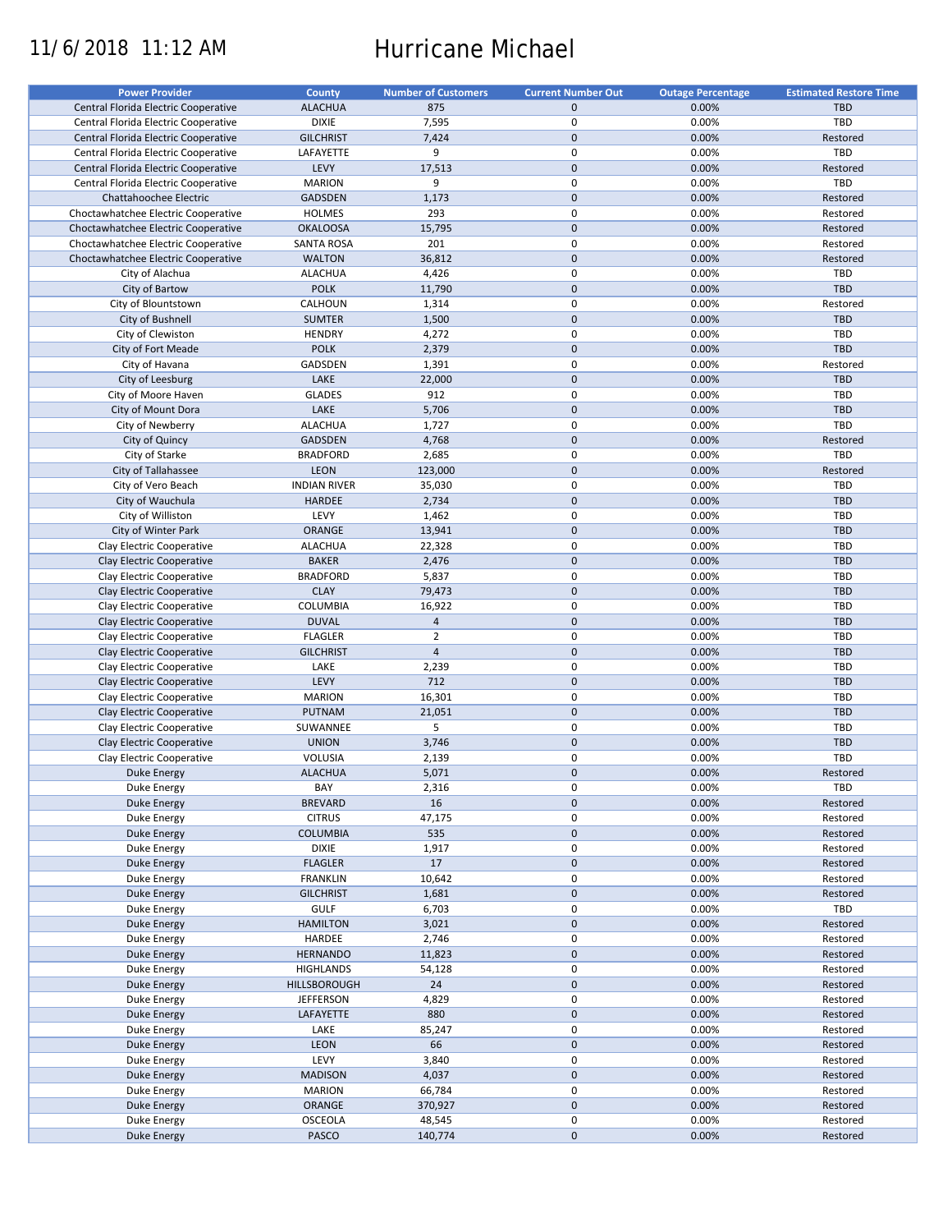# Hurricane Michael

11/6/2018 11:12 AM

| Power Provider | County | Number of Customers | Current Number Out | Outage Percentage | Estimated Restore Time |
|---|---|---|---|---|---|
| Central Florida Electric Cooperative | ALACHUA | 875 | 0 | 0.00% | TBD |
| Central Florida Electric Cooperative | DIXIE | 7,595 | 0 | 0.00% | TBD |
| Central Florida Electric Cooperative | GILCHRIST | 7,424 | 0 | 0.00% | Restored |
| Central Florida Electric Cooperative | LAFAYETTE | 9 | 0 | 0.00% | TBD |
| Central Florida Electric Cooperative | LEVY | 17,513 | 0 | 0.00% | Restored |
| Central Florida Electric Cooperative | MARION | 9 | 0 | 0.00% | TBD |
| Chattahoochee Electric | GADSDEN | 1,173 | 0 | 0.00% | Restored |
| Choctawhatchee Electric Cooperative | HOLMES | 293 | 0 | 0.00% | Restored |
| Choctawhatchee Electric Cooperative | OKALOOSA | 15,795 | 0 | 0.00% | Restored |
| Choctawhatchee Electric Cooperative | SANTA ROSA | 201 | 0 | 0.00% | Restored |
| Choctawhatchee Electric Cooperative | WALTON | 36,812 | 0 | 0.00% | Restored |
| City of Alachua | ALACHUA | 4,426 | 0 | 0.00% | TBD |
| City of Bartow | POLK | 11,790 | 0 | 0.00% | TBD |
| City of Blountstown | CALHOUN | 1,314 | 0 | 0.00% | Restored |
| City of Bushnell | SUMTER | 1,500 | 0 | 0.00% | TBD |
| City of Clewiston | HENDRY | 4,272 | 0 | 0.00% | TBD |
| City of Fort Meade | POLK | 2,379 | 0 | 0.00% | TBD |
| City of Havana | GADSDEN | 1,391 | 0 | 0.00% | Restored |
| City of Leesburg | LAKE | 22,000 | 0 | 0.00% | TBD |
| City of Moore Haven | GLADES | 912 | 0 | 0.00% | TBD |
| City of Mount Dora | LAKE | 5,706 | 0 | 0.00% | TBD |
| City of Newberry | ALACHUA | 1,727 | 0 | 0.00% | TBD |
| City of Quincy | GADSDEN | 4,768 | 0 | 0.00% | Restored |
| City of Starke | BRADFORD | 2,685 | 0 | 0.00% | TBD |
| City of Tallahassee | LEON | 123,000 | 0 | 0.00% | Restored |
| City of Vero Beach | INDIAN RIVER | 35,030 | 0 | 0.00% | TBD |
| City of Wauchula | HARDEE | 2,734 | 0 | 0.00% | TBD |
| City of Williston | LEVY | 1,462 | 0 | 0.00% | TBD |
| City of Winter Park | ORANGE | 13,941 | 0 | 0.00% | TBD |
| Clay Electric Cooperative | ALACHUA | 22,328 | 0 | 0.00% | TBD |
| Clay Electric Cooperative | BAKER | 2,476 | 0 | 0.00% | TBD |
| Clay Electric Cooperative | BRADFORD | 5,837 | 0 | 0.00% | TBD |
| Clay Electric Cooperative | CLAY | 79,473 | 0 | 0.00% | TBD |
| Clay Electric Cooperative | COLUMBIA | 16,922 | 0 | 0.00% | TBD |
| Clay Electric Cooperative | DUVAL | 4 | 0 | 0.00% | TBD |
| Clay Electric Cooperative | FLAGLER | 2 | 0 | 0.00% | TBD |
| Clay Electric Cooperative | GILCHRIST | 4 | 0 | 0.00% | TBD |
| Clay Electric Cooperative | LAKE | 2,239 | 0 | 0.00% | TBD |
| Clay Electric Cooperative | LEVY | 712 | 0 | 0.00% | TBD |
| Clay Electric Cooperative | MARION | 16,301 | 0 | 0.00% | TBD |
| Clay Electric Cooperative | PUTNAM | 21,051 | 0 | 0.00% | TBD |
| Clay Electric Cooperative | SUWANNEE | 5 | 0 | 0.00% | TBD |
| Clay Electric Cooperative | UNION | 3,746 | 0 | 0.00% | TBD |
| Clay Electric Cooperative | VOLUSIA | 2,139 | 0 | 0.00% | TBD |
| Duke Energy | ALACHUA | 5,071 | 0 | 0.00% | Restored |
| Duke Energy | BAY | 2,316 | 0 | 0.00% | TBD |
| Duke Energy | BREVARD | 16 | 0 | 0.00% | Restored |
| Duke Energy | CITRUS | 47,175 | 0 | 0.00% | Restored |
| Duke Energy | COLUMBIA | 535 | 0 | 0.00% | Restored |
| Duke Energy | DIXIE | 1,917 | 0 | 0.00% | Restored |
| Duke Energy | FLAGLER | 17 | 0 | 0.00% | Restored |
| Duke Energy | FRANKLIN | 10,642 | 0 | 0.00% | Restored |
| Duke Energy | GILCHRIST | 1,681 | 0 | 0.00% | Restored |
| Duke Energy | GULF | 6,703 | 0 | 0.00% | TBD |
| Duke Energy | HAMILTON | 3,021 | 0 | 0.00% | Restored |
| Duke Energy | HARDEE | 2,746 | 0 | 0.00% | Restored |
| Duke Energy | HERNANDO | 11,823 | 0 | 0.00% | Restored |
| Duke Energy | HIGHLANDS | 54,128 | 0 | 0.00% | Restored |
| Duke Energy | HILLSBOROUGH | 24 | 0 | 0.00% | Restored |
| Duke Energy | JEFFERSON | 4,829 | 0 | 0.00% | Restored |
| Duke Energy | LAFAYETTE | 880 | 0 | 0.00% | Restored |
| Duke Energy | LAKE | 85,247 | 0 | 0.00% | Restored |
| Duke Energy | LEON | 66 | 0 | 0.00% | Restored |
| Duke Energy | LEVY | 3,840 | 0 | 0.00% | Restored |
| Duke Energy | MADISON | 4,037 | 0 | 0.00% | Restored |
| Duke Energy | MARION | 66,784 | 0 | 0.00% | Restored |
| Duke Energy | ORANGE | 370,927 | 0 | 0.00% | Restored |
| Duke Energy | OSCEOLA | 48,545 | 0 | 0.00% | Restored |
| Duke Energy | PASCO | 140,774 | 0 | 0.00% | Restored |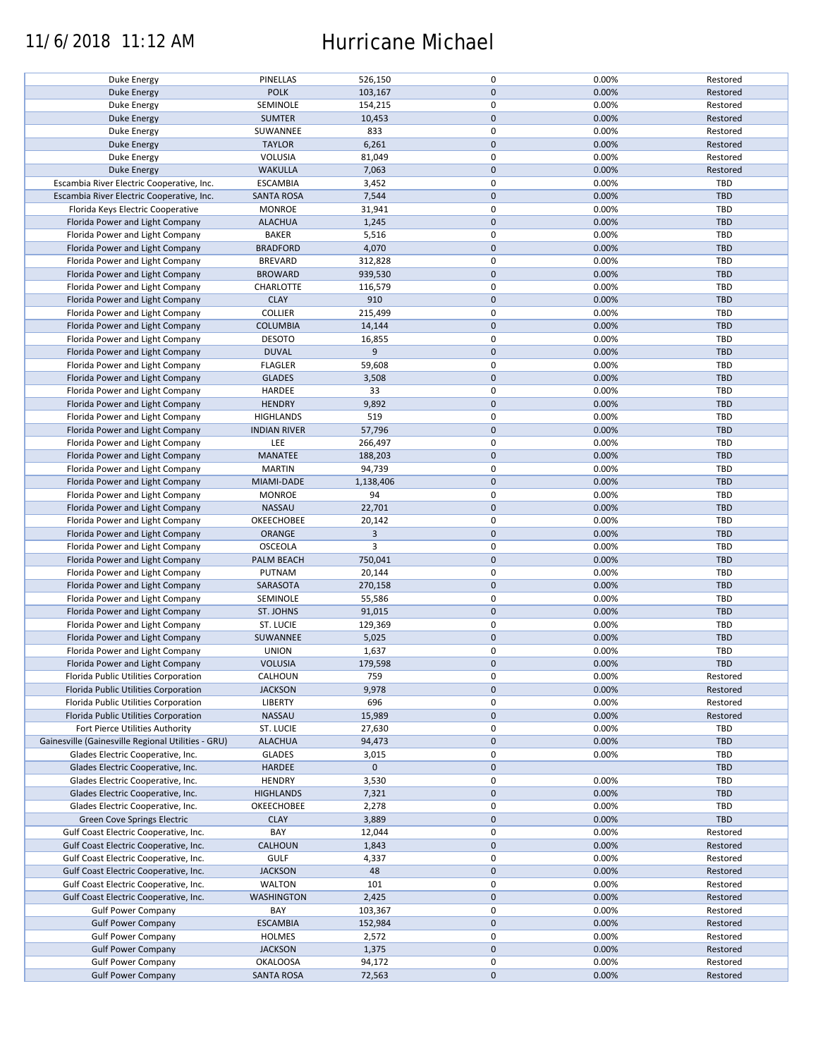| | | | | | |
|---|---|---|---|---|---|
| Duke Energy | PINELLAS | 526,150 | 0 | 0.00% | Restored |
| Duke Energy | POLK | 103,167 | 0 | 0.00% | Restored |
| Duke Energy | SEMINOLE | 154,215 | 0 | 0.00% | Restored |
| Duke Energy | SUMTER | 10,453 | 0 | 0.00% | Restored |
| Duke Energy | SUWANNEE | 833 | 0 | 0.00% | Restored |
| Duke Energy | TAYLOR | 6,261 | 0 | 0.00% | Restored |
| Duke Energy | VOLUSIA | 81,049 | 0 | 0.00% | Restored |
| Duke Energy | WAKULLA | 7,063 | 0 | 0.00% | Restored |
| Escambia River Electric Cooperative, Inc. | ESCAMBIA | 3,452 | 0 | 0.00% | TBD |
| Escambia River Electric Cooperative, Inc. | SANTA ROSA | 7,544 | 0 | 0.00% | TBD |
| Florida Keys Electric Cooperative | MONROE | 31,941 | 0 | 0.00% | TBD |
| Florida Power and Light Company | ALACHUA | 1,245 | 0 | 0.00% | TBD |
| Florida Power and Light Company | BAKER | 5,516 | 0 | 0.00% | TBD |
| Florida Power and Light Company | BRADFORD | 4,070 | 0 | 0.00% | TBD |
| Florida Power and Light Company | BREVARD | 312,828 | 0 | 0.00% | TBD |
| Florida Power and Light Company | BROWARD | 939,530 | 0 | 0.00% | TBD |
| Florida Power and Light Company | CHARLOTTE | 116,579 | 0 | 0.00% | TBD |
| Florida Power and Light Company | CLAY | 910 | 0 | 0.00% | TBD |
| Florida Power and Light Company | COLLIER | 215,499 | 0 | 0.00% | TBD |
| Florida Power and Light Company | COLUMBIA | 14,144 | 0 | 0.00% | TBD |
| Florida Power and Light Company | DESOTO | 16,855 | 0 | 0.00% | TBD |
| Florida Power and Light Company | DUVAL | 9 | 0 | 0.00% | TBD |
| Florida Power and Light Company | FLAGLER | 59,608 | 0 | 0.00% | TBD |
| Florida Power and Light Company | GLADES | 3,508 | 0 | 0.00% | TBD |
| Florida Power and Light Company | HARDEE | 33 | 0 | 0.00% | TBD |
| Florida Power and Light Company | HENDRY | 9,892 | 0 | 0.00% | TBD |
| Florida Power and Light Company | HIGHLANDS | 519 | 0 | 0.00% | TBD |
| Florida Power and Light Company | INDIAN RIVER | 57,796 | 0 | 0.00% | TBD |
| Florida Power and Light Company | LEE | 266,497 | 0 | 0.00% | TBD |
| Florida Power and Light Company | MANATEE | 188,203 | 0 | 0.00% | TBD |
| Florida Power and Light Company | MARTIN | 94,739 | 0 | 0.00% | TBD |
| Florida Power and Light Company | MIAMI-DADE | 1,138,406 | 0 | 0.00% | TBD |
| Florida Power and Light Company | MONROE | 94 | 0 | 0.00% | TBD |
| Florida Power and Light Company | NASSAU | 22,701 | 0 | 0.00% | TBD |
| Florida Power and Light Company | OKEECHOBEE | 20,142 | 0 | 0.00% | TBD |
| Florida Power and Light Company | ORANGE | 3 | 0 | 0.00% | TBD |
| Florida Power and Light Company | OSCEOLA | 3 | 0 | 0.00% | TBD |
| Florida Power and Light Company | PALM BEACH | 750,041 | 0 | 0.00% | TBD |
| Florida Power and Light Company | PUTNAM | 20,144 | 0 | 0.00% | TBD |
| Florida Power and Light Company | SARASOTA | 270,158 | 0 | 0.00% | TBD |
| Florida Power and Light Company | SEMINOLE | 55,586 | 0 | 0.00% | TBD |
| Florida Power and Light Company | ST. JOHNS | 91,015 | 0 | 0.00% | TBD |
| Florida Power and Light Company | ST. LUCIE | 129,369 | 0 | 0.00% | TBD |
| Florida Power and Light Company | SUWANNEE | 5,025 | 0 | 0.00% | TBD |
| Florida Power and Light Company | UNION | 1,637 | 0 | 0.00% | TBD |
| Florida Power and Light Company | VOLUSIA | 179,598 | 0 | 0.00% | TBD |
| Florida Public Utilities Corporation | CALHOUN | 759 | 0 | 0.00% | Restored |
| Florida Public Utilities Corporation | JACKSON | 9,978 | 0 | 0.00% | Restored |
| Florida Public Utilities Corporation | LIBERTY | 696 | 0 | 0.00% | Restored |
| Florida Public Utilities Corporation | NASSAU | 15,989 | 0 | 0.00% | Restored |
| Fort Pierce Utilities Authority | ST. LUCIE | 27,630 | 0 | 0.00% | TBD |
| Gainesville (Gainesville Regional Utilities - GRU) | ALACHUA | 94,473 | 0 | 0.00% | TBD |
| Glades Electric Cooperative, Inc. | GLADES | 3,015 | 0 | 0.00% | TBD |
| Glades Electric Cooperative, Inc. | HARDEE | 0 | 0 | | TBD |
| Glades Electric Cooperative, Inc. | HENDRY | 3,530 | 0 | 0.00% | TBD |
| Glades Electric Cooperative, Inc. | HIGHLANDS | 7,321 | 0 | 0.00% | TBD |
| Glades Electric Cooperative, Inc. | OKEECHOBEE | 2,278 | 0 | 0.00% | TBD |
| Green Cove Springs Electric | CLAY | 3,889 | 0 | 0.00% | TBD |
| Gulf Coast Electric Cooperative, Inc. | BAY | 12,044 | 0 | 0.00% | Restored |
| Gulf Coast Electric Cooperative, Inc. | CALHOUN | 1,843 | 0 | 0.00% | Restored |
| Gulf Coast Electric Cooperative, Inc. | GULF | 4,337 | 0 | 0.00% | Restored |
| Gulf Coast Electric Cooperative, Inc. | JACKSON | 48 | 0 | 0.00% | Restored |
| Gulf Coast Electric Cooperative, Inc. | WALTON | 101 | 0 | 0.00% | Restored |
| Gulf Coast Electric Cooperative, Inc. | WASHINGTON | 2,425 | 0 | 0.00% | Restored |
| Gulf Power Company | BAY | 103,367 | 0 | 0.00% | Restored |
| Gulf Power Company | ESCAMBIA | 152,984 | 0 | 0.00% | Restored |
| Gulf Power Company | HOLMES | 2,572 | 0 | 0.00% | Restored |
| Gulf Power Company | JACKSON | 1,375 | 0 | 0.00% | Restored |
| Gulf Power Company | OKALOOSA | 94,172 | 0 | 0.00% | Restored |
| Gulf Power Company | SANTA ROSA | 72,563 | 0 | 0.00% | Restored |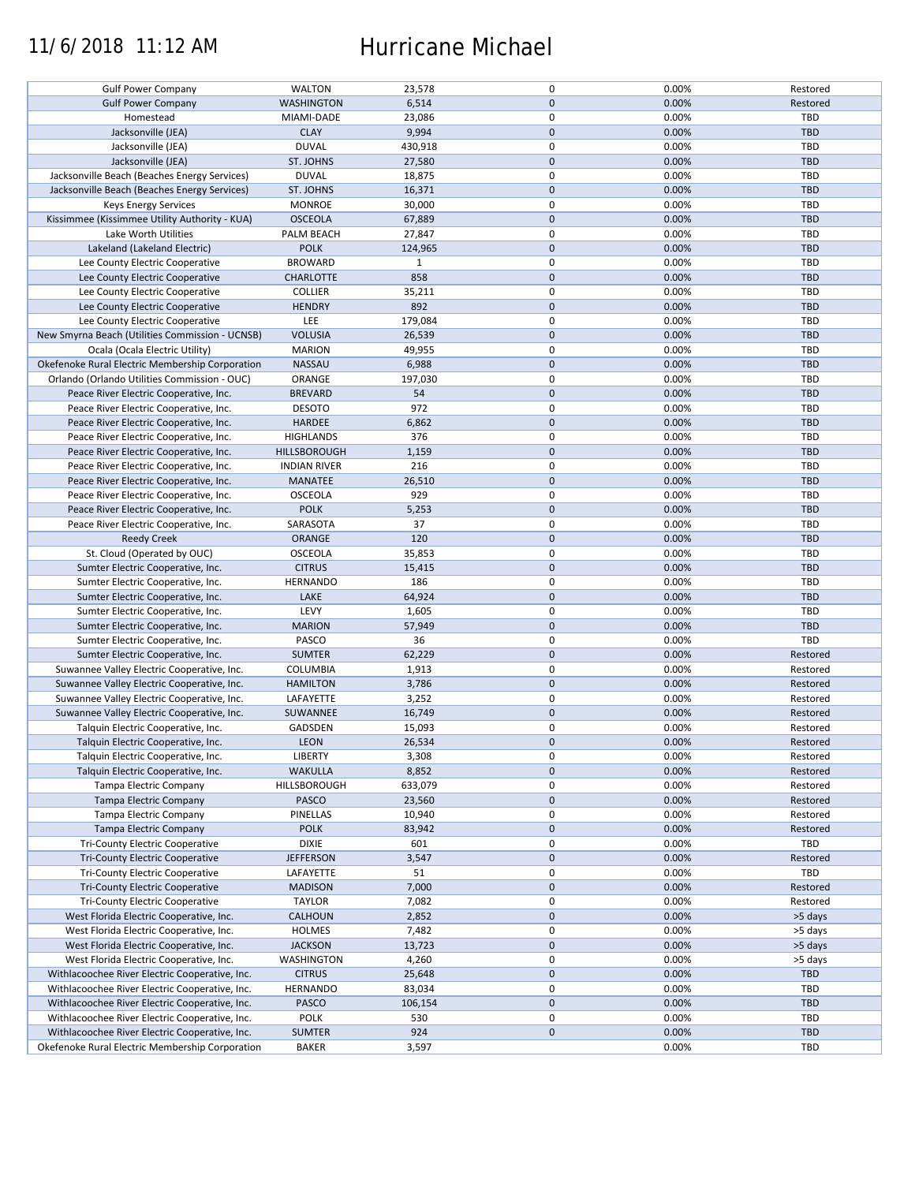# 11/6/2018 11:12 AM Hurricane Michael

| | | | | | |
|---|---|---|---|---|---|
| Gulf Power Company | WALTON | 23,578 | 0 | 0.00% | Restored |
| Gulf Power Company | WASHINGTON | 6,514 | 0 | 0.00% | Restored |
| Homestead | MIAMI-DADE | 23,086 | 0 | 0.00% | TBD |
| Jacksonville (JEA) | CLAY | 9,994 | 0 | 0.00% | TBD |
| Jacksonville (JEA) | DUVAL | 430,918 | 0 | 0.00% | TBD |
| Jacksonville (JEA) | ST. JOHNS | 27,580 | 0 | 0.00% | TBD |
| Jacksonville Beach (Beaches Energy Services) | DUVAL | 18,875 | 0 | 0.00% | TBD |
| Jacksonville Beach (Beaches Energy Services) | ST. JOHNS | 16,371 | 0 | 0.00% | TBD |
| Keys Energy Services | MONROE | 30,000 | 0 | 0.00% | TBD |
| Kissimmee (Kissimmee Utility Authority - KUA) | OSCEOLA | 67,889 | 0 | 0.00% | TBD |
| Lake Worth Utilities | PALM BEACH | 27,847 | 0 | 0.00% | TBD |
| Lakeland (Lakeland Electric) | POLK | 124,965 | 0 | 0.00% | TBD |
| Lee County Electric Cooperative | BROWARD | 1 | 0 | 0.00% | TBD |
| Lee County Electric Cooperative | CHARLOTTE | 858 | 0 | 0.00% | TBD |
| Lee County Electric Cooperative | COLLIER | 35,211 | 0 | 0.00% | TBD |
| Lee County Electric Cooperative | HENDRY | 892 | 0 | 0.00% | TBD |
| Lee County Electric Cooperative | LEE | 179,084 | 0 | 0.00% | TBD |
| New Smyrna Beach (Utilities Commission - UCNSB) | VOLUSIA | 26,539 | 0 | 0.00% | TBD |
| Ocala (Ocala Electric Utility) | MARION | 49,955 | 0 | 0.00% | TBD |
| Okefenoke Rural Electric Membership Corporation | NASSAU | 6,988 | 0 | 0.00% | TBD |
| Orlando (Orlando Utilities Commission - OUC) | ORANGE | 197,030 | 0 | 0.00% | TBD |
| Peace River Electric Cooperative, Inc. | BREVARD | 54 | 0 | 0.00% | TBD |
| Peace River Electric Cooperative, Inc. | DESOTO | 972 | 0 | 0.00% | TBD |
| Peace River Electric Cooperative, Inc. | HARDEE | 6,862 | 0 | 0.00% | TBD |
| Peace River Electric Cooperative, Inc. | HIGHLANDS | 376 | 0 | 0.00% | TBD |
| Peace River Electric Cooperative, Inc. | HILLSBOROUGH | 1,159 | 0 | 0.00% | TBD |
| Peace River Electric Cooperative, Inc. | INDIAN RIVER | 216 | 0 | 0.00% | TBD |
| Peace River Electric Cooperative, Inc. | MANATEE | 26,510 | 0 | 0.00% | TBD |
| Peace River Electric Cooperative, Inc. | OSCEOLA | 929 | 0 | 0.00% | TBD |
| Peace River Electric Cooperative, Inc. | POLK | 5,253 | 0 | 0.00% | TBD |
| Peace River Electric Cooperative, Inc. | SARASOTA | 37 | 0 | 0.00% | TBD |
| Reedy Creek | ORANGE | 120 | 0 | 0.00% | TBD |
| St. Cloud (Operated by OUC) | OSCEOLA | 35,853 | 0 | 0.00% | TBD |
| Sumter Electric Cooperative, Inc. | CITRUS | 15,415 | 0 | 0.00% | TBD |
| Sumter Electric Cooperative, Inc. | HERNANDO | 186 | 0 | 0.00% | TBD |
| Sumter Electric Cooperative, Inc. | LAKE | 64,924 | 0 | 0.00% | TBD |
| Sumter Electric Cooperative, Inc. | LEVY | 1,605 | 0 | 0.00% | TBD |
| Sumter Electric Cooperative, Inc. | MARION | 57,949 | 0 | 0.00% | TBD |
| Sumter Electric Cooperative, Inc. | PASCO | 36 | 0 | 0.00% | TBD |
| Sumter Electric Cooperative, Inc. | SUMTER | 62,229 | 0 | 0.00% | Restored |
| Suwannee Valley Electric Cooperative, Inc. | COLUMBIA | 1,913 | 0 | 0.00% | Restored |
| Suwannee Valley Electric Cooperative, Inc. | HAMILTON | 3,786 | 0 | 0.00% | Restored |
| Suwannee Valley Electric Cooperative, Inc. | LAFAYETTE | 3,252 | 0 | 0.00% | Restored |
| Suwannee Valley Electric Cooperative, Inc. | SUWANNEE | 16,749 | 0 | 0.00% | Restored |
| Talquin Electric Cooperative, Inc. | GADSDEN | 15,093 | 0 | 0.00% | Restored |
| Talquin Electric Cooperative, Inc. | LEON | 26,534 | 0 | 0.00% | Restored |
| Talquin Electric Cooperative, Inc. | LIBERTY | 3,308 | 0 | 0.00% | Restored |
| Talquin Electric Cooperative, Inc. | WAKULLA | 8,852 | 0 | 0.00% | Restored |
| Tampa Electric Company | HILLSBOROUGH | 633,079 | 0 | 0.00% | Restored |
| Tampa Electric Company | PASCO | 23,560 | 0 | 0.00% | Restored |
| Tampa Electric Company | PINELLAS | 10,940 | 0 | 0.00% | Restored |
| Tampa Electric Company | POLK | 83,942 | 0 | 0.00% | Restored |
| Tri-County Electric Cooperative | DIXIE | 601 | 0 | 0.00% | TBD |
| Tri-County Electric Cooperative | JEFFERSON | 3,547 | 0 | 0.00% | Restored |
| Tri-County Electric Cooperative | LAFAYETTE | 51 | 0 | 0.00% | TBD |
| Tri-County Electric Cooperative | MADISON | 7,000 | 0 | 0.00% | Restored |
| Tri-County Electric Cooperative | TAYLOR | 7,082 | 0 | 0.00% | Restored |
| West Florida Electric Cooperative, Inc. | CALHOUN | 2,852 | 0 | 0.00% | >5 days |
| West Florida Electric Cooperative, Inc. | HOLMES | 7,482 | 0 | 0.00% | >5 days |
| West Florida Electric Cooperative, Inc. | JACKSON | 13,723 | 0 | 0.00% | >5 days |
| West Florida Electric Cooperative, Inc. | WASHINGTON | 4,260 | 0 | 0.00% | >5 days |
| Withlacoochee River Electric Cooperative, Inc. | CITRUS | 25,648 | 0 | 0.00% | TBD |
| Withlacoochee River Electric Cooperative, Inc. | HERNANDO | 83,034 | 0 | 0.00% | TBD |
| Withlacoochee River Electric Cooperative, Inc. | PASCO | 106,154 | 0 | 0.00% | TBD |
| Withlacoochee River Electric Cooperative, Inc. | POLK | 530 | 0 | 0.00% | TBD |
| Withlacoochee River Electric Cooperative, Inc. | SUMTER | 924 | 0 | 0.00% | TBD |
| Okefenoke Rural Electric Membership Corporation | BAKER | 3,597 | | 0.00% | TBD |